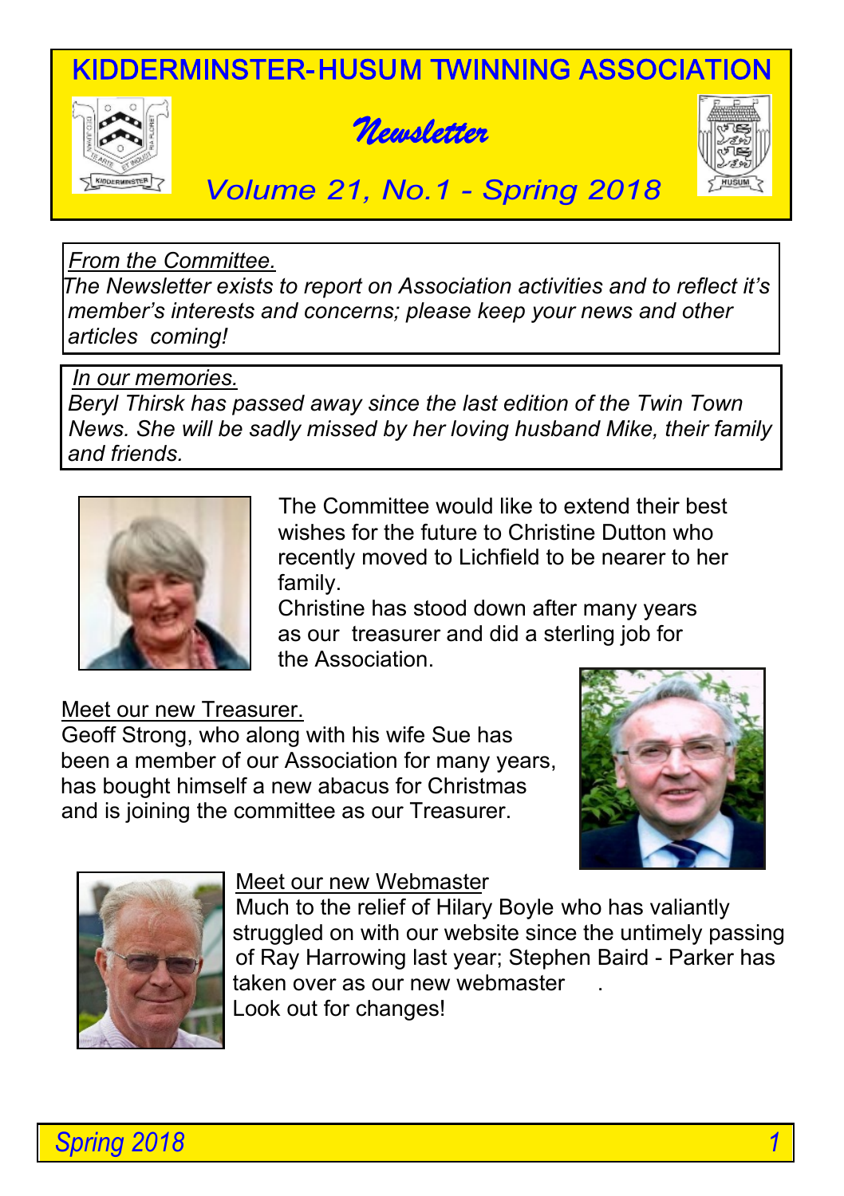# KIDDERMINSTER-HUSUM TWINNING ASSOCIATION

## *Newsletter*

### *Volume 21, No.1 - Spring 2018*

*From the Committee.*
*The Newsletter exists to report on Association activities and to reflect it's member's interests and concerns; please keep your news and other articles coming!*

*In our memories.*
*Beryl Thirsk has passed away since the last edition of the Twin Town News. She will be sadly missed by her loving husband Mike, their family and friends.*

The Committee would like to extend their best wishes for the future to Christine Dutton who recently moved to Lichfield to be nearer to her family.
Christine has stood down after many years as our treasurer and did a sterling job for the Association.

Meet our new Treasurer.
Geoff Strong, who along with his wife Sue has been a member of our Association for many years, has bought himself a new abacus for Christmas and is joining the committee as our Treasurer.

Meet our new Webmaster
Much to the relief of Hilary Boyle who has valiantly struggled on with our website since the untimely passing of Ray Harrowing last year; Stephen Baird - Parker has taken over as our new webmaster .
Look out for changes!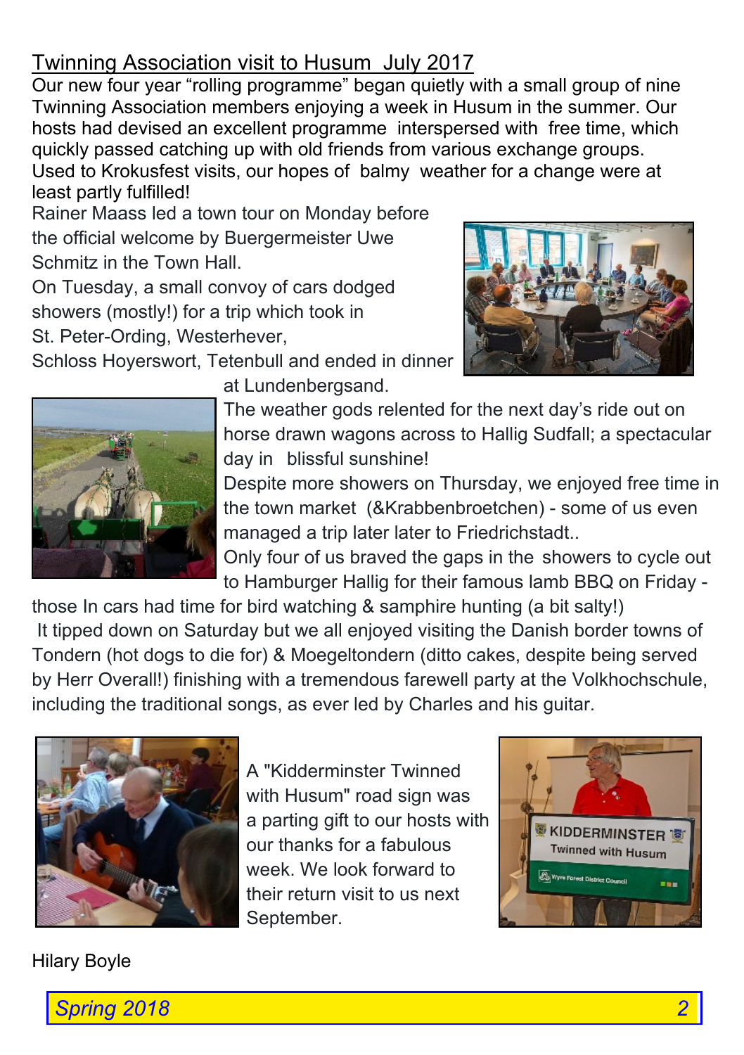## Twinning Association visit to Husum  July 2017

Our new four year "rolling programme" began quietly with a small group of nine Twinning Association members enjoying a week in Husum in the summer. Our hosts had devised an excellent programme  interspersed with  free time, which quickly passed catching up with old friends from various exchange groups. Used to Krokusfest visits, our hopes of  balmy  weather for a change were at least partly fulfilled!

Rainer Maass led a town tour on Monday before the official welcome by Buergermeister Uwe Schmitz in the Town Hall.

On Tuesday, a small convoy of cars dodged showers (mostly!) for a trip which took in St. Peter-Ording, Westerhever, Schloss Hoyerswort, Tetenbull and ended in dinner at Lundenbergsand.

The weather gods relented for the next day's ride out on horse drawn wagons across to Hallig Sudfall; a spectacular day in  blissful sunshine!

Despite more showers on Thursday, we enjoyed free time in the town market  (&Krabbenbroetchen) - some of us even managed a trip later later to Friedrichstadt..

Only four of us braved the gaps in the  showers to cycle out to Hamburger Hallig for their famous lamb BBQ on Friday - those In cars had time for bird watching & samphire hunting (a bit salty!)

It tipped down on Saturday but we all enjoyed visiting the Danish border towns of Tondern (hot dogs to die for) & Moegeltondern (ditto cakes, despite being served by Herr Overall!) finishing with a tremendous farewell party at the Volkhochschule, including the traditional songs, as ever led by Charles and his guitar.

A "Kidderminster Twinned with Husum" road sign was a parting gift to our hosts with our thanks for a fabulous week. We look forward to their return visit to us next September.

Hilary Boyle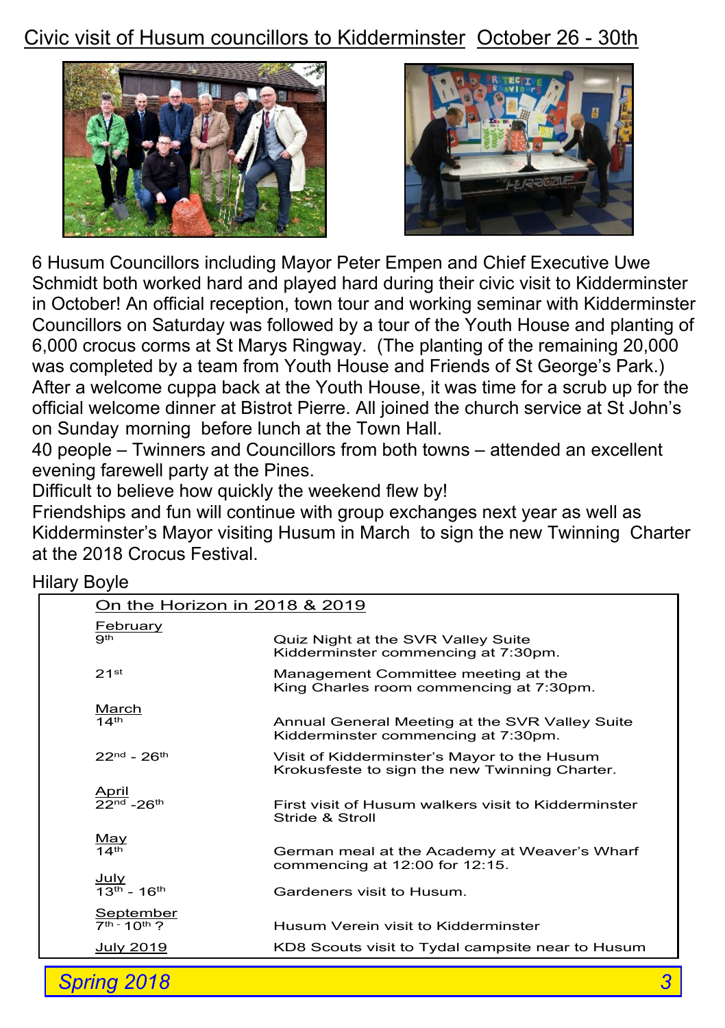## Civic visit of Husum councillors to Kidderminster October 26 - 30th

6 Husum Councillors including Mayor Peter Empen and Chief Executive Uwe Schmidt both worked hard and played hard during their civic visit to Kidderminster in October! An official reception, town tour and working seminar with Kidderminster Councillors on Saturday was followed by a tour of the Youth House and planting of 6,000 crocus corms at St Marys Ringway. (The planting of the remaining 20,000 was completed by a team from Youth House and Friends of St George's Park.) After a welcome cuppa back at the Youth House, it was time for a scrub up for the official welcome dinner at Bistrot Pierre. All joined the church service at St John's on Sunday morning before lunch at the Town Hall.

40 people – Twinners and Councillors from both towns – attended an excellent evening farewell party at the Pines.

Difficult to believe how quickly the weekend flew by!

Friendships and fun will continue with group exchanges next year as well as Kidderminster's Mayor visiting Husum in March to sign the new Twinning Charter at the 2018 Crocus Festival.

Hilary Boyle

### On the Horizon in 2018 & 2019

| Date | Event |
|---|---|
| **February** | |
| 9th | Quiz Night at the SVR Valley Suite Kidderminster commencing at 7:30pm. |
| 21st | Management Committee meeting at the King Charles room commencing at 7:30pm. |
| **March** | |
| 14th | Annual General Meeting at the SVR Valley Suite Kidderminster commencing at 7:30pm. |
| 22nd - 26th | Visit of Kidderminster's Mayor to the Husum Krokusfeste to sign the new Twinning Charter. |
| **April** | |
| 22nd -26th | First visit of Husum walkers visit to Kidderminster Stride & Stroll |
| **May** | |
| 14th | German meal at the Academy at Weaver's Wharf commencing at 12:00 for 12:15. |
| **July** | |
| 13th - 16th | Gardeners visit to Husum. |
| **September** | |
| 7th - 10th ? | Husum Verein visit to Kidderminster |
| **July 2019** | KD8 Scouts visit to Tydal campsite near to Husum |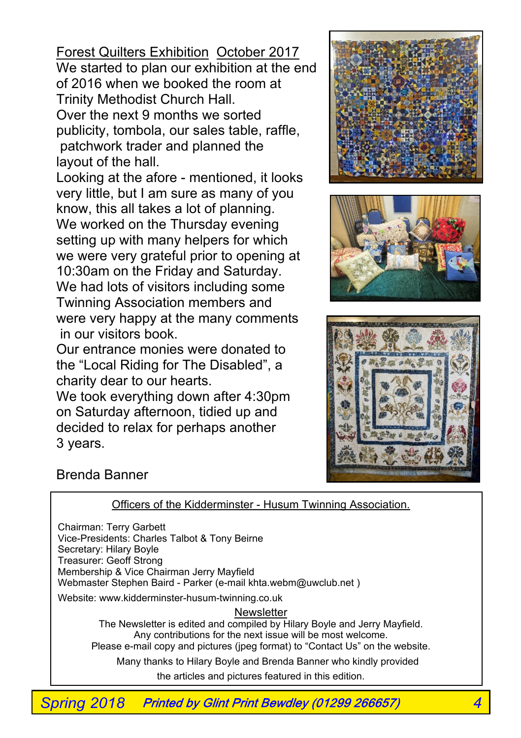Forest Quilters Exhibition  October 2017

We started to plan our exhibition at the end of 2016 when we booked the room at Trinity Methodist Church Hall.

Over the next 9 months we sorted publicity, tombola, our sales table, raffle, patchwork trader and planned the layout of the hall.

Looking at the afore - mentioned, it looks very little, but I am sure as many of you know, this all takes a lot of planning.

We worked on the Thursday evening setting up with many helpers for which we were very grateful prior to opening at 10:30am on the Friday and Saturday.

We had lots of visitors including some Twinning Association members and were very happy at the many comments in our visitors book.

Our entrance monies were donated to the "Local Riding for The Disabled", a charity dear to our hearts.

We took everything down after 4:30pm on Saturday afternoon, tidied up and decided to relax for perhaps another 3 years.

Brenda Banner

Officers of the Kidderminster - Husum Twinning Association.

Chairman: Terry Garbett
Vice-Presidents: Charles Talbot & Tony Beirne
Secretary: Hilary Boyle
Treasurer: Geoff Strong
Membership & Vice Chairman Jerry Mayfield
Webmaster Stephen Baird - Parker (e-mail khta.webm@uwclub.net )

Website: www.kidderminster-husum-twinning.co.uk

Newsletter

The Newsletter is edited and compiled by Hilary Boyle and Jerry Mayfield.
Any contributions for the next issue will be most welcome.
Please e-mail copy and pictures (jpeg format) to "Contact Us" on the website.

Many thanks to Hilary Boyle and Brenda Banner who kindly provided the articles and pictures featured in this edition.

*Spring 2018* ***Printed by Glint Print Bewdley (01299 266657)***